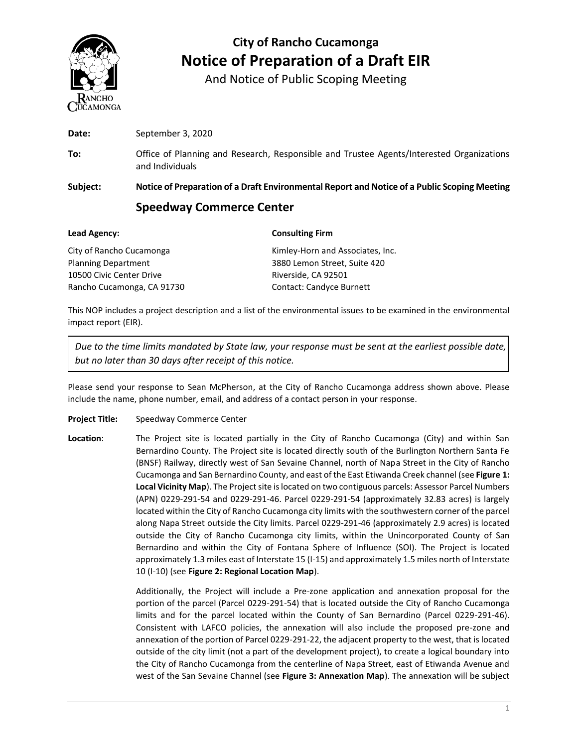# City of Rancho Cucamonga
# Notice of Preparation of a Draft EIR

And Notice of Public Scoping Meeting

**Date:** September 3, 2020

**To:** Office of Planning and Research, Responsible and Trustee Agents/Interested Organizations and Individuals

**Subject:** **Notice of Preparation of a Draft Environmental Report and Notice of a Public Scoping Meeting**

## Speedway Commerce Center

**Lead Agency:**

City of Rancho Cucamonga
Planning Department
10500 Civic Center Drive
Rancho Cucamonga, CA 91730

**Consulting Firm**

Kimley-Horn and Associates, Inc.
3880 Lemon Street, Suite 420
Riverside, CA 92501
Contact: Candyce Burnett

This NOP includes a project description and a list of the environmental issues to be examined in the environmental impact report (EIR).

> *Due to the time limits mandated by State law, your response must be sent at the earliest possible date, but no later than 30 days after receipt of this notice.*

Please send your response to Sean McPherson, at the City of Rancho Cucamonga address shown above. Please include the name, phone number, email, and address of a contact person in your response.

**Project Title:** Speedway Commerce Center

**Location**: The Project site is located partially in the City of Rancho Cucamonga (City) and within San Bernardino County. The Project site is located directly south of the Burlington Northern Santa Fe (BNSF) Railway, directly west of San Sevaine Channel, north of Napa Street in the City of Rancho Cucamonga and San Bernardino County, and east of the East Etiwanda Creek channel (see **Figure 1: Local Vicinity Map**). The Project site is located on two contiguous parcels: Assessor Parcel Numbers (APN) 0229-291-54 and 0229-291-46. Parcel 0229-291-54 (approximately 32.83 acres) is largely located within the City of Rancho Cucamonga city limits with the southwestern corner of the parcel along Napa Street outside the City limits. Parcel 0229-291-46 (approximately 2.9 acres) is located outside the City of Rancho Cucamonga city limits, within the Unincorporated County of San Bernardino and within the City of Fontana Sphere of Influence (SOI). The Project is located approximately 1.3 miles east of Interstate 15 (I-15) and approximately 1.5 miles north of Interstate 10 (I-10) (see **Figure 2: Regional Location Map**).

Additionally, the Project will include a Pre-zone application and annexation proposal for the portion of the parcel (Parcel 0229-291-54) that is located outside the City of Rancho Cucamonga limits and for the parcel located within the County of San Bernardino (Parcel 0229-291-46). Consistent with LAFCO policies, the annexation will also include the proposed pre-zone and annexation of the portion of Parcel 0229-291-22, the adjacent property to the west, that is located outside of the city limit (not a part of the development project), to create a logical boundary into the City of Rancho Cucamonga from the centerline of Napa Street, east of Etiwanda Avenue and west of the San Sevaine Channel (see **Figure 3: Annexation Map**). The annexation will be subject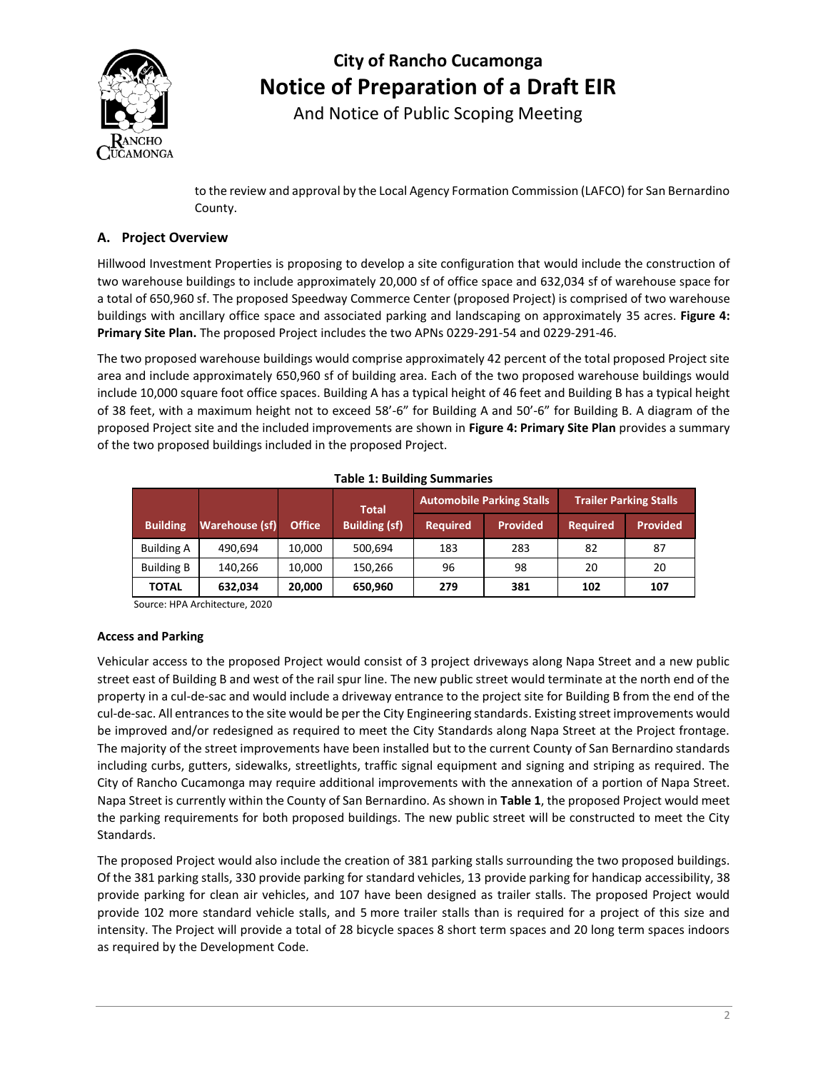to the review and approval by the Local Agency Formation Commission (LAFCO) for San Bernardino County.

## A. Project Overview

Hillwood Investment Properties is proposing to develop a site configuration that would include the construction of two warehouse buildings to include approximately 20,000 sf of office space and 632,034 sf of warehouse space for a total of 650,960 sf. The proposed Speedway Commerce Center (proposed Project) is comprised of two warehouse buildings with ancillary office space and associated parking and landscaping on approximately 35 acres. **Figure 4: Primary Site Plan.** The proposed Project includes the two APNs 0229-291-54 and 0229-291-46.

The two proposed warehouse buildings would comprise approximately 42 percent of the total proposed Project site area and include approximately 650,960 sf of building area. Each of the two proposed warehouse buildings would include 10,000 square foot office spaces. Building A has a typical height of 46 feet and Building B has a typical height of 38 feet, with a maximum height not to exceed 58'-6" for Building A and 50'-6" for Building B. A diagram of the proposed Project site and the included improvements are shown in **Figure 4: Primary Site Plan** provides a summary of the two proposed buildings included in the proposed Project.

**Table 1: Building Summaries**

| Building | Warehouse (sf) | Office | Total Building (sf) | Automobile Parking Stalls | | Trailer Parking Stalls | |
|---|---|---|---|---|---|---|---|
| | | | | Required | Provided | Required | Provided |
| Building A | 490,694 | 10,000 | 500,694 | 183 | 283 | 82 | 87 |
| Building B | 140,266 | 10,000 | 150,266 | 96 | 98 | 20 | 20 |
| **TOTAL** | **632,034** | **20,000** | **650,960** | **279** | **381** | **102** | **107** |

Source: HPA Architecture, 2020

### Access and Parking

Vehicular access to the proposed Project would consist of 3 project driveways along Napa Street and a new public street east of Building B and west of the rail spur line. The new public street would terminate at the north end of the property in a cul-de-sac and would include a driveway entrance to the project site for Building B from the end of the cul-de-sac. All entrances to the site would be per the City Engineering standards. Existing street improvements would be improved and/or redesigned as required to meet the City Standards along Napa Street at the Project frontage. The majority of the street improvements have been installed but to the current County of San Bernardino standards including curbs, gutters, sidewalks, streetlights, traffic signal equipment and signing and striping as required. The City of Rancho Cucamonga may require additional improvements with the annexation of a portion of Napa Street. Napa Street is currently within the County of San Bernardino. As shown in **Table 1**, the proposed Project would meet the parking requirements for both proposed buildings. The new public street will be constructed to meet the City Standards.

The proposed Project would also include the creation of 381 parking stalls surrounding the two proposed buildings. Of the 381 parking stalls, 330 provide parking for standard vehicles, 13 provide parking for handicap accessibility, 38 provide parking for clean air vehicles, and 107 have been designed as trailer stalls. The proposed Project would provide 102 more standard vehicle stalls, and 5 more trailer stalls than is required for a project of this size and intensity. The Project will provide a total of 28 bicycle spaces 8 short term spaces and 20 long term spaces indoors as required by the Development Code.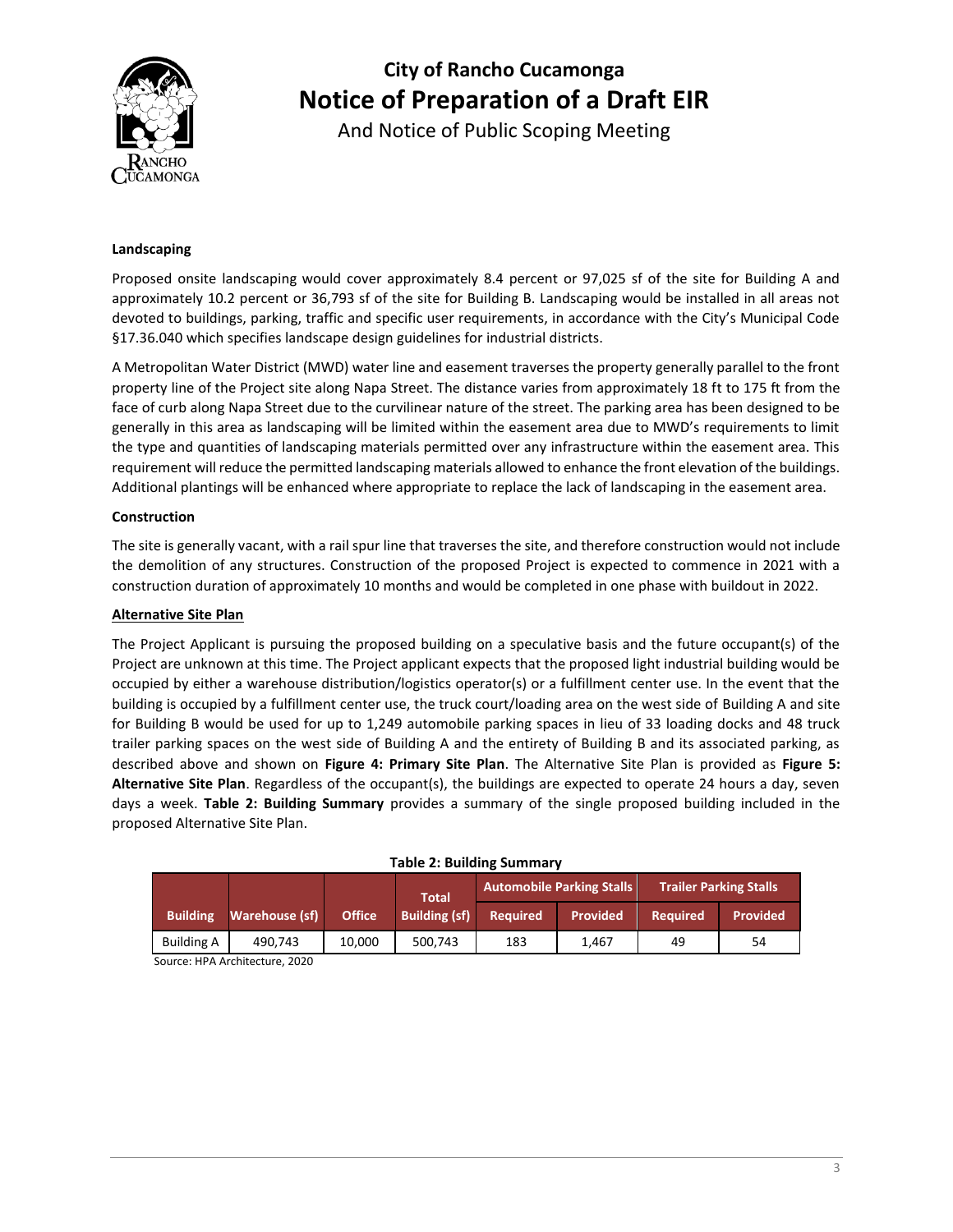**Landscaping**

Proposed onsite landscaping would cover approximately 8.4 percent or 97,025 sf of the site for Building A and approximately 10.2 percent or 36,793 sf of the site for Building B. Landscaping would be installed in all areas not devoted to buildings, parking, traffic and specific user requirements, in accordance with the City's Municipal Code §17.36.040 which specifies landscape design guidelines for industrial districts.

A Metropolitan Water District (MWD) water line and easement traverses the property generally parallel to the front property line of the Project site along Napa Street. The distance varies from approximately 18 ft to 175 ft from the face of curb along Napa Street due to the curvilinear nature of the street. The parking area has been designed to be generally in this area as landscaping will be limited within the easement area due to MWD's requirements to limit the type and quantities of landscaping materials permitted over any infrastructure within the easement area. This requirement will reduce the permitted landscaping materials allowed to enhance the front elevation of the buildings. Additional plantings will be enhanced where appropriate to replace the lack of landscaping in the easement area.

**Construction**

The site is generally vacant, with a rail spur line that traverses the site, and therefore construction would not include the demolition of any structures. Construction of the proposed Project is expected to commence in 2021 with a construction duration of approximately 10 months and would be completed in one phase with buildout in 2022.

**Alternative Site Plan**

The Project Applicant is pursuing the proposed building on a speculative basis and the future occupant(s) of the Project are unknown at this time. The Project applicant expects that the proposed light industrial building would be occupied by either a warehouse distribution/logistics operator(s) or a fulfillment center use. In the event that the building is occupied by a fulfillment center use, the truck court/loading area on the west side of Building A and site for Building B would be used for up to 1,249 automobile parking spaces in lieu of 33 loading docks and 48 truck trailer parking spaces on the west side of Building A and the entirety of Building B and its associated parking, as described above and shown on **Figure 4: Primary Site Plan**. The Alternative Site Plan is provided as **Figure 5: Alternative Site Plan**. Regardless of the occupant(s), the buildings are expected to operate 24 hours a day, seven days a week. **Table 2: Building Summary** provides a summary of the single proposed building included in the proposed Alternative Site Plan.

**Table 2: Building Summary**

| Building | Warehouse (sf) | Office | Total Building (sf) | Automobile Parking Stalls | | Trailer Parking Stalls | |
|---|---|---|---|---|---|---|---|
| | | | | Required | Provided | Required | Provided |
| Building A | 490,743 | 10,000 | 500,743 | 183 | 1,467 | 49 | 54 |

Source: HPA Architecture, 2020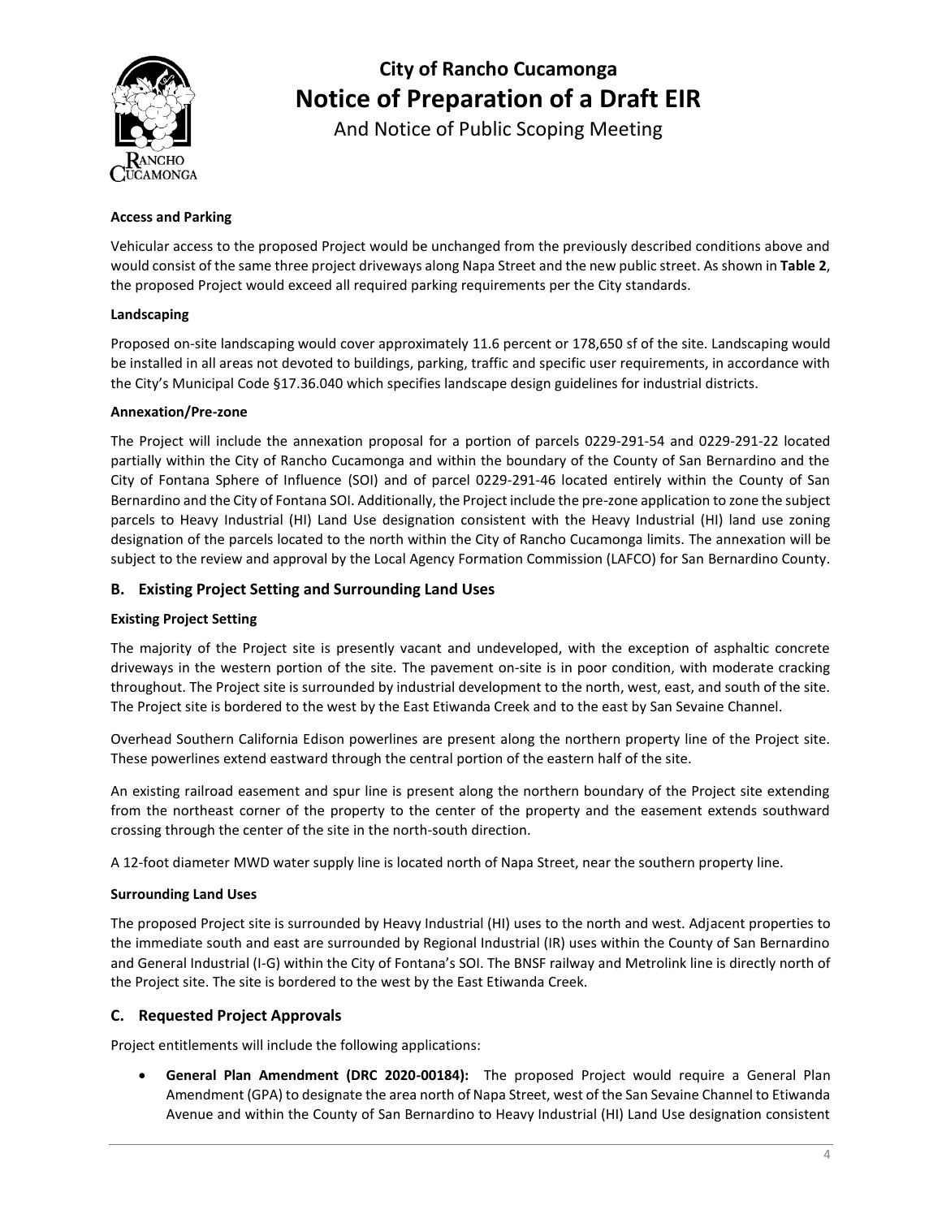**Access and Parking**

Vehicular access to the proposed Project would be unchanged from the previously described conditions above and would consist of the same three project driveways along Napa Street and the new public street. As shown in **Table 2**, the proposed Project would exceed all required parking requirements per the City standards.

**Landscaping**

Proposed on-site landscaping would cover approximately 11.6 percent or 178,650 sf of the site. Landscaping would be installed in all areas not devoted to buildings, parking, traffic and specific user requirements, in accordance with the City's Municipal Code §17.36.040 which specifies landscape design guidelines for industrial districts.

**Annexation/Pre-zone**

The Project will include the annexation proposal for a portion of parcels 0229-291-54 and 0229-291-22 located partially within the City of Rancho Cucamonga and within the boundary of the County of San Bernardino and the City of Fontana Sphere of Influence (SOI) and of parcel 0229-291-46 located entirely within the County of San Bernardino and the City of Fontana SOI. Additionally, the Project include the pre-zone application to zone the subject parcels to Heavy Industrial (HI) Land Use designation consistent with the Heavy Industrial (HI) land use zoning designation of the parcels located to the north within the City of Rancho Cucamonga limits. The annexation will be subject to the review and approval by the Local Agency Formation Commission (LAFCO) for San Bernardino County.

## B. Existing Project Setting and Surrounding Land Uses

**Existing Project Setting**

The majority of the Project site is presently vacant and undeveloped, with the exception of asphaltic concrete driveways in the western portion of the site. The pavement on-site is in poor condition, with moderate cracking throughout. The Project site is surrounded by industrial development to the north, west, east, and south of the site. The Project site is bordered to the west by the East Etiwanda Creek and to the east by San Sevaine Channel.

Overhead Southern California Edison powerlines are present along the northern property line of the Project site. These powerlines extend eastward through the central portion of the eastern half of the site.

An existing railroad easement and spur line is present along the northern boundary of the Project site extending from the northeast corner of the property to the center of the property and the easement extends southward crossing through the center of the site in the north-south direction.

A 12-foot diameter MWD water supply line is located north of Napa Street, near the southern property line.

**Surrounding Land Uses**

The proposed Project site is surrounded by Heavy Industrial (HI) uses to the north and west. Adjacent properties to the immediate south and east are surrounded by Regional Industrial (IR) uses within the County of San Bernardino and General Industrial (I-G) within the City of Fontana's SOI. The BNSF railway and Metrolink line is directly north of the Project site. The site is bordered to the west by the East Etiwanda Creek.

## C. Requested Project Approvals

Project entitlements will include the following applications:

- **General Plan Amendment (DRC 2020-00184):** The proposed Project would require a General Plan Amendment (GPA) to designate the area north of Napa Street, west of the San Sevaine Channel to Etiwanda Avenue and within the County of San Bernardino to Heavy Industrial (HI) Land Use designation consistent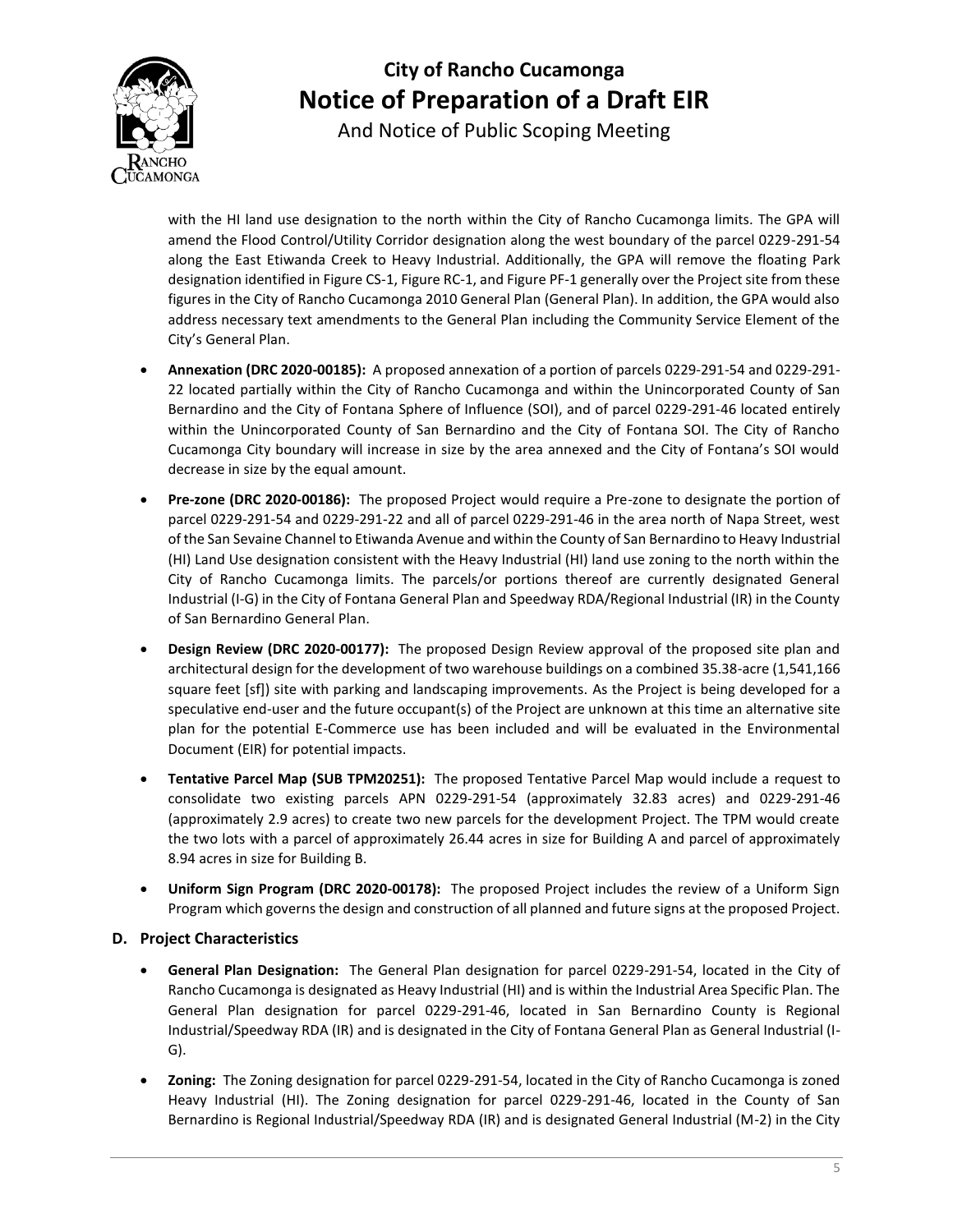with the HI land use designation to the north within the City of Rancho Cucamonga limits. The GPA will amend the Flood Control/Utility Corridor designation along the west boundary of the parcel 0229-291-54 along the East Etiwanda Creek to Heavy Industrial. Additionally, the GPA will remove the floating Park designation identified in Figure CS-1, Figure RC-1, and Figure PF-1 generally over the Project site from these figures in the City of Rancho Cucamonga 2010 General Plan (General Plan). In addition, the GPA would also address necessary text amendments to the General Plan including the Community Service Element of the City's General Plan.

- **Annexation (DRC 2020-00185):** A proposed annexation of a portion of parcels 0229-291-54 and 0229-291-22 located partially within the City of Rancho Cucamonga and within the Unincorporated County of San Bernardino and the City of Fontana Sphere of Influence (SOI), and of parcel 0229-291-46 located entirely within the Unincorporated County of San Bernardino and the City of Fontana SOI. The City of Rancho Cucamonga City boundary will increase in size by the area annexed and the City of Fontana's SOI would decrease in size by the equal amount.
- **Pre-zone (DRC 2020-00186):** The proposed Project would require a Pre-zone to designate the portion of parcel 0229-291-54 and 0229-291-22 and all of parcel 0229-291-46 in the area north of Napa Street, west of the San Sevaine Channel to Etiwanda Avenue and within the County of San Bernardino to Heavy Industrial (HI) Land Use designation consistent with the Heavy Industrial (HI) land use zoning to the north within the City of Rancho Cucamonga limits. The parcels/or portions thereof are currently designated General Industrial (I-G) in the City of Fontana General Plan and Speedway RDA/Regional Industrial (IR) in the County of San Bernardino General Plan.
- **Design Review (DRC 2020-00177):** The proposed Design Review approval of the proposed site plan and architectural design for the development of two warehouse buildings on a combined 35.38-acre (1,541,166 square feet [sf]) site with parking and landscaping improvements. As the Project is being developed for a speculative end-user and the future occupant(s) of the Project are unknown at this time an alternative site plan for the potential E-Commerce use has been included and will be evaluated in the Environmental Document (EIR) for potential impacts.
- **Tentative Parcel Map (SUB TPM20251):** The proposed Tentative Parcel Map would include a request to consolidate two existing parcels APN 0229-291-54 (approximately 32.83 acres) and 0229-291-46 (approximately 2.9 acres) to create two new parcels for the development Project. The TPM would create the two lots with a parcel of approximately 26.44 acres in size for Building A and parcel of approximately 8.94 acres in size for Building B.
- **Uniform Sign Program (DRC 2020-00178):** The proposed Project includes the review of a Uniform Sign Program which governs the design and construction of all planned and future signs at the proposed Project.

## D. Project Characteristics

- **General Plan Designation:** The General Plan designation for parcel 0229-291-54, located in the City of Rancho Cucamonga is designated as Heavy Industrial (HI) and is within the Industrial Area Specific Plan. The General Plan designation for parcel 0229-291-46, located in San Bernardino County is Regional Industrial/Speedway RDA (IR) and is designated in the City of Fontana General Plan as General Industrial (I-G).
- **Zoning:** The Zoning designation for parcel 0229-291-54, located in the City of Rancho Cucamonga is zoned Heavy Industrial (HI). The Zoning designation for parcel 0229-291-46, located in the County of San Bernardino is Regional Industrial/Speedway RDA (IR) and is designated General Industrial (M-2) in the City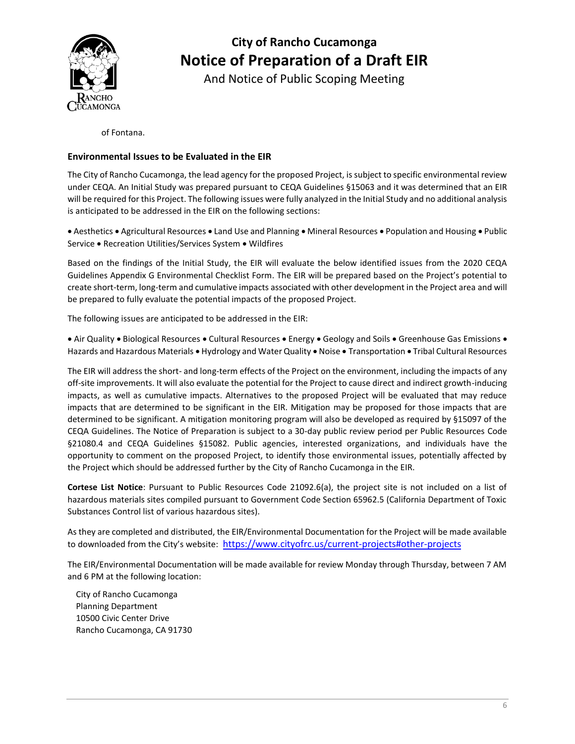of Fontana.

### Environmental Issues to be Evaluated in the EIR

The City of Rancho Cucamonga, the lead agency for the proposed Project, is subject to specific environmental review under CEQA. An Initial Study was prepared pursuant to CEQA Guidelines §15063 and it was determined that an EIR will be required for this Project. The following issues were fully analyzed in the Initial Study and no additional analysis is anticipated to be addressed in the EIR on the following sections:

• Aesthetics • Agricultural Resources • Land Use and Planning • Mineral Resources • Population and Housing • Public Service • Recreation Utilities/Services System • Wildfires

Based on the findings of the Initial Study, the EIR will evaluate the below identified issues from the 2020 CEQA Guidelines Appendix G Environmental Checklist Form. The EIR will be prepared based on the Project's potential to create short-term, long-term and cumulative impacts associated with other development in the Project area and will be prepared to fully evaluate the potential impacts of the proposed Project.

The following issues are anticipated to be addressed in the EIR:

• Air Quality • Biological Resources • Cultural Resources • Energy • Geology and Soils • Greenhouse Gas Emissions • Hazards and Hazardous Materials • Hydrology and Water Quality • Noise • Transportation • Tribal Cultural Resources

The EIR will address the short- and long-term effects of the Project on the environment, including the impacts of any off-site improvements. It will also evaluate the potential for the Project to cause direct and indirect growth-inducing impacts, as well as cumulative impacts. Alternatives to the proposed Project will be evaluated that may reduce impacts that are determined to be significant in the EIR. Mitigation may be proposed for those impacts that are determined to be significant. A mitigation monitoring program will also be developed as required by §15097 of the CEQA Guidelines. The Notice of Preparation is subject to a 30-day public review period per Public Resources Code §21080.4 and CEQA Guidelines §15082. Public agencies, interested organizations, and individuals have the opportunity to comment on the proposed Project, to identify those environmental issues, potentially affected by the Project which should be addressed further by the City of Rancho Cucamonga in the EIR.

**Cortese List Notice**: Pursuant to Public Resources Code 21092.6(a), the project site is not included on a list of hazardous materials sites compiled pursuant to Government Code Section 65962.5 (California Department of Toxic Substances Control list of various hazardous sites).

As they are completed and distributed, the EIR/Environmental Documentation for the Project will be made available to downloaded from the City's website: https://www.cityofrc.us/current-projects#other-projects

The EIR/Environmental Documentation will be made available for review Monday through Thursday, between 7 AM and 6 PM at the following location:

City of Rancho Cucamonga
Planning Department
10500 Civic Center Drive
Rancho Cucamonga, CA 91730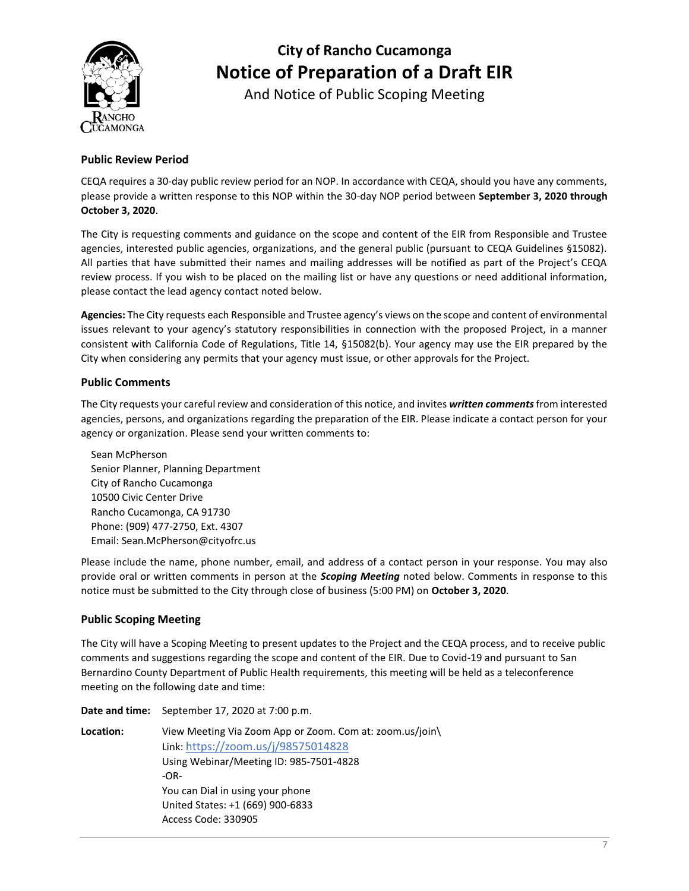# City of Rancho Cucamonga

# Notice of Preparation of a Draft EIR

And Notice of Public Scoping Meeting

### Public Review Period

CEQA requires a 30-day public review period for an NOP. In accordance with CEQA, should you have any comments, please provide a written response to this NOP within the 30-day NOP period between **September 3, 2020 through October 3, 2020**.

The City is requesting comments and guidance on the scope and content of the EIR from Responsible and Trustee agencies, interested public agencies, organizations, and the general public (pursuant to CEQA Guidelines §15082). All parties that have submitted their names and mailing addresses will be notified as part of the Project's CEQA review process. If you wish to be placed on the mailing list or have any questions or need additional information, please contact the lead agency contact noted below.

**Agencies:** The City requests each Responsible and Trustee agency's views on the scope and content of environmental issues relevant to your agency's statutory responsibilities in connection with the proposed Project, in a manner consistent with California Code of Regulations, Title 14, §15082(b). Your agency may use the EIR prepared by the City when considering any permits that your agency must issue, or other approvals for the Project.

### Public Comments

The City requests your careful review and consideration of this notice, and invites ***written comments*** from interested agencies, persons, and organizations regarding the preparation of the EIR. Please indicate a contact person for your agency or organization. Please send your written comments to:

Sean McPherson
Senior Planner, Planning Department
City of Rancho Cucamonga
10500 Civic Center Drive
Rancho Cucamonga, CA 91730
Phone: (909) 477-2750, Ext. 4307
Email: Sean.McPherson@cityofrc.us

Please include the name, phone number, email, and address of a contact person in your response. You may also provide oral or written comments in person at the ***Scoping Meeting*** noted below. Comments in response to this notice must be submitted to the City through close of business (5:00 PM) on **October 3, 2020**.

### Public Scoping Meeting

The City will have a Scoping Meeting to present updates to the Project and the CEQA process, and to receive public comments and suggestions regarding the scope and content of the EIR. Due to Covid-19 and pursuant to San Bernardino County Department of Public Health requirements, this meeting will be held as a teleconference meeting on the following date and time:

**Date and time:** September 17, 2020 at 7:00 p.m.

**Location:** View Meeting Via Zoom App or Zoom. Com at: zoom.us/join\
Link: https://zoom.us/j/98575014828
Using Webinar/Meeting ID: 985-7501-4828
-OR-
You can Dial in using your phone
United States: +1 (669) 900-6833
Access Code: 330905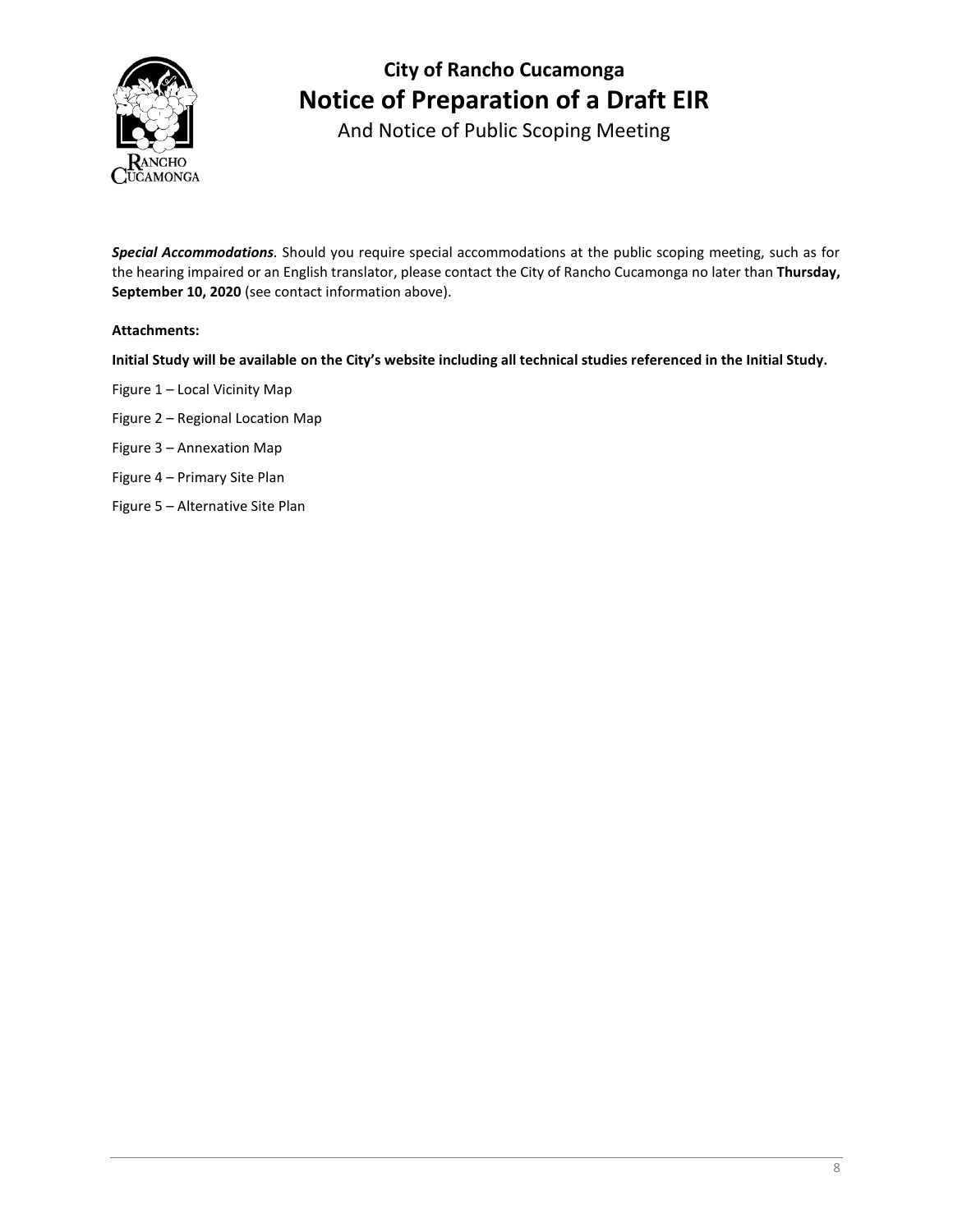*Special Accommodations.* Should you require special accommodations at the public scoping meeting, such as for the hearing impaired or an English translator, please contact the City of Rancho Cucamonga no later than **Thursday, September 10, 2020** (see contact information above).

**Attachments:**

**Initial Study will be available on the City's website including all technical studies referenced in the Initial Study.**

Figure 1 – Local Vicinity Map

Figure 2 – Regional Location Map

Figure 3 – Annexation Map

Figure 4 – Primary Site Plan

Figure 5 – Alternative Site Plan